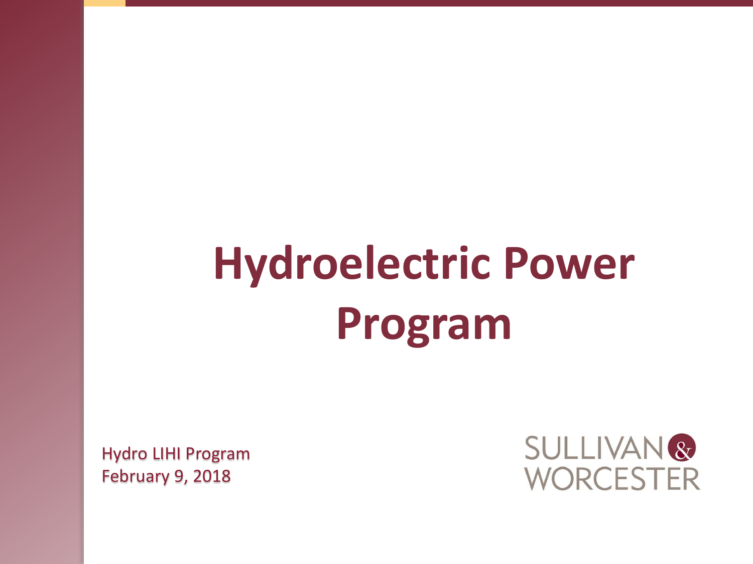# Hydroelectric Power Program

Hydro LIHI Program
February 9, 2018

SULLIVAN & WORCESTER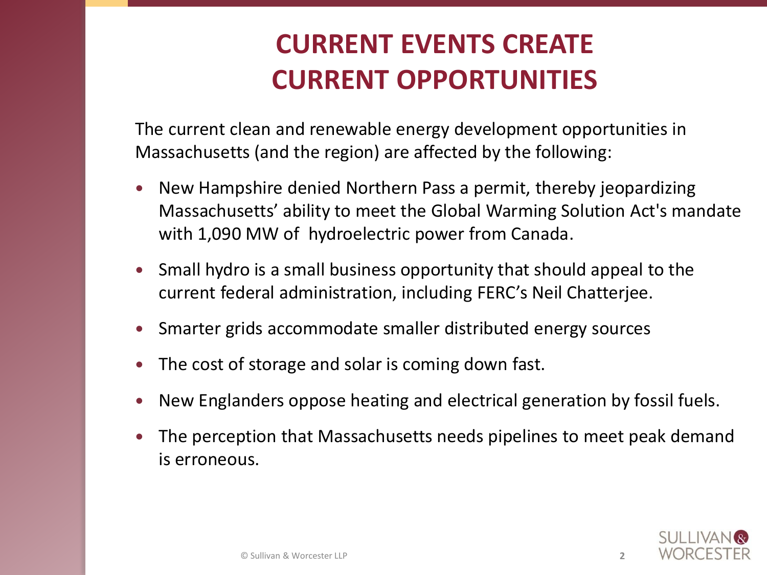# CURRENT EVENTS CREATE CURRENT OPPORTUNITIES

The current clean and renewable energy development opportunities in Massachusetts (and the region) are affected by the following:

- New Hampshire denied Northern Pass a permit, thereby jeopardizing Massachusetts' ability to meet the Global Warming Solution Act's mandate with 1,090 MW of hydroelectric power from Canada.
- Small hydro is a small business opportunity that should appeal to the current federal administration, including FERC's Neil Chatterjee.
- Smarter grids accommodate smaller distributed energy sources
- The cost of storage and solar is coming down fast.
- New Englanders oppose heating and electrical generation by fossil fuels.
- The perception that Massachusetts needs pipelines to meet peak demand is erroneous.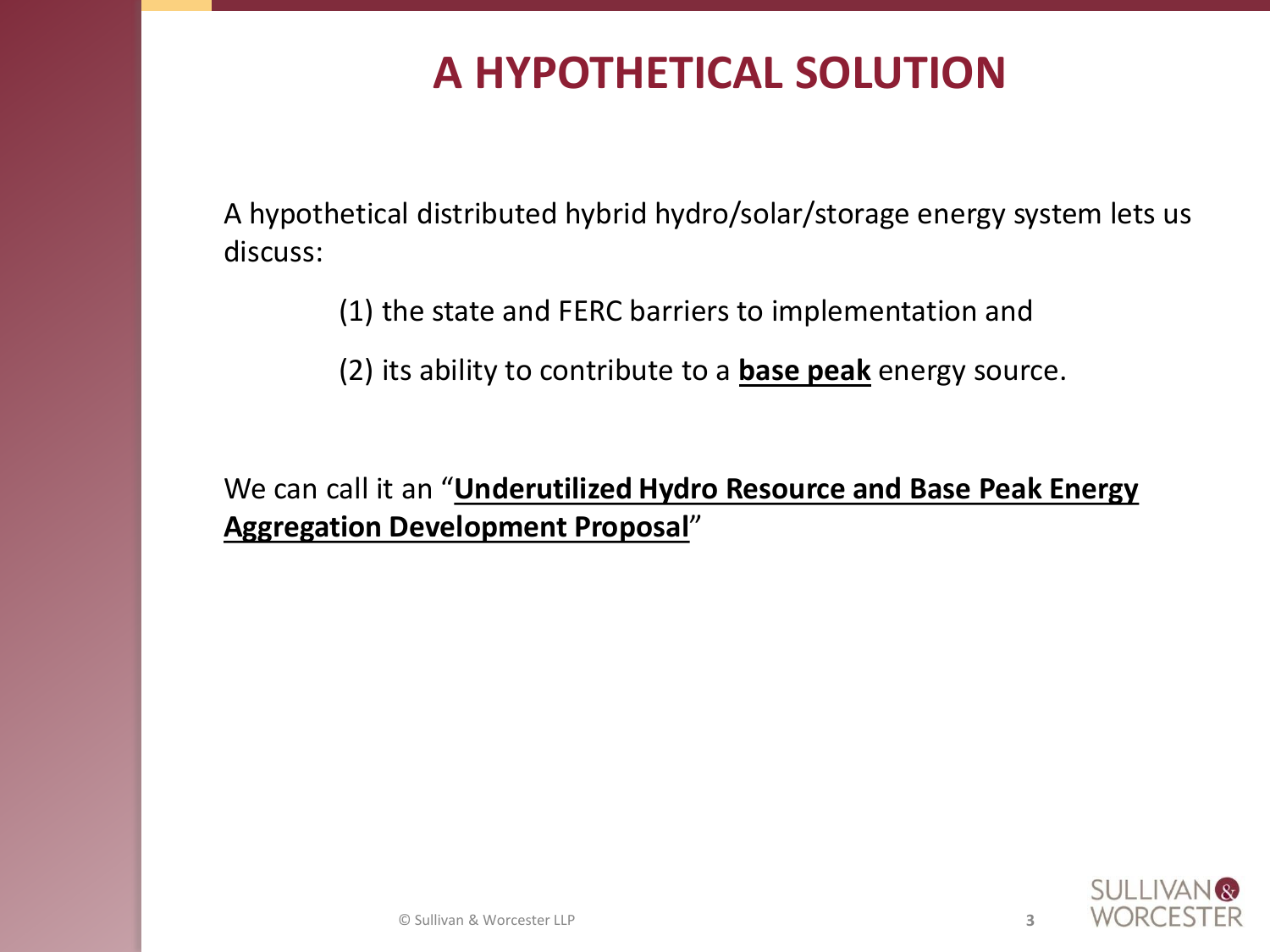# A HYPOTHETICAL SOLUTION

A hypothetical distributed hybrid hydro/solar/storage energy system lets us discuss:

(1) the state and FERC barriers to implementation and

(2) its ability to contribute to a **base peak** energy source.

We can call it an "**Underutilized Hydro Resource and Base Peak Energy Aggregation Development Proposal**"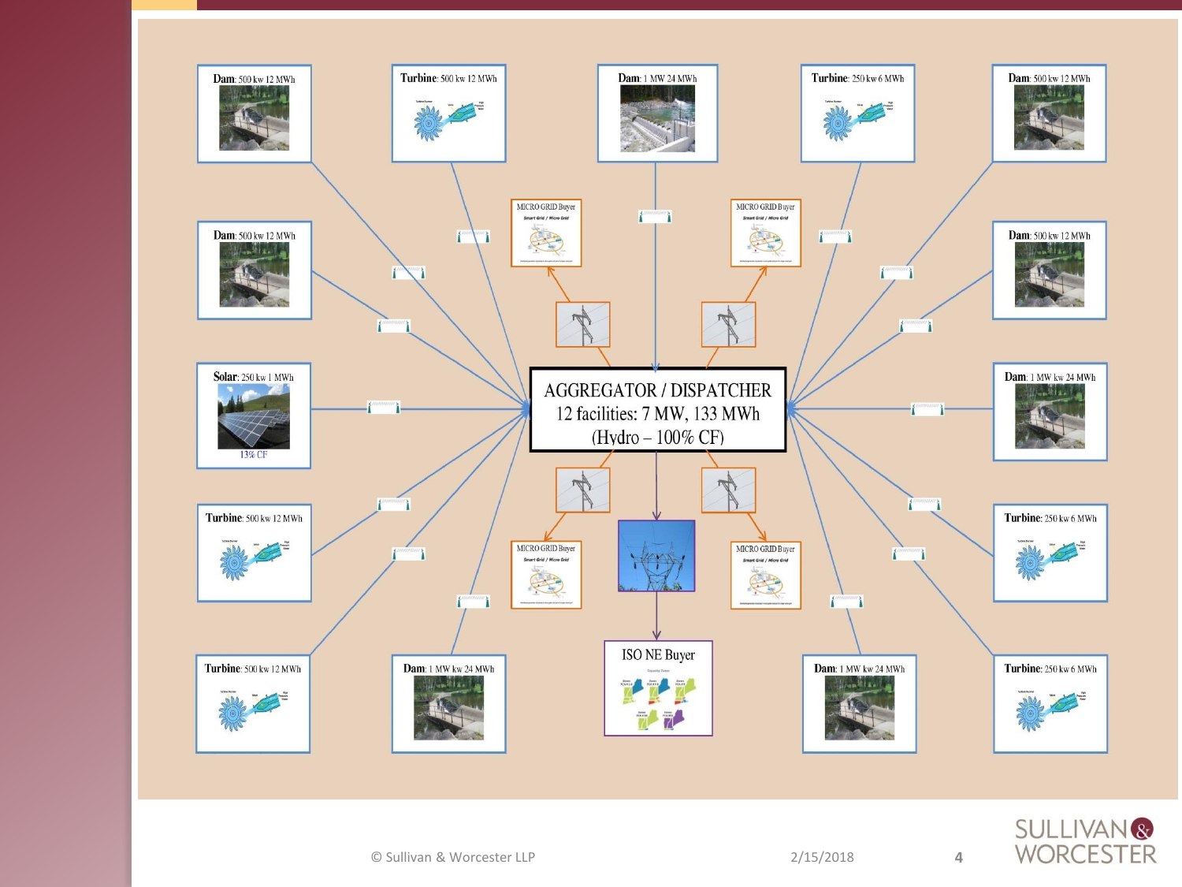Dam: 500 kw 12 MWh

Turbine: 500 kw 12 MWh

Dam: 1 MW 24 MWh

Turbine: 250 kw 6 MWh

Dam: 500 kw 12 MWh

Dam: 500 kw 12 MWh

MICRO GRID Buyer

MICRO GRID Buyer

Dam: 500 kw 12 MWh

Solar: 250 kw 1 MWh

13% CF

AGGREGATOR / DISPATCHER
12 facilities: 7 MW, 133 MWh
(Hydro – 100% CF)

Dam: 1 MW kw 24 MWh

Turbine: 500 kw 12 MWh

MICRO GRID Buyer

MICRO GRID Buyer

Turbine: 250 kw 6 MWh

ISO NE Buyer

Turbine: 500 kw 12 MWh

Dam: 1 MW kw 24 MWh

Dam: 1 MW kw 24 MWh

Turbine: 250 kw 6 MWh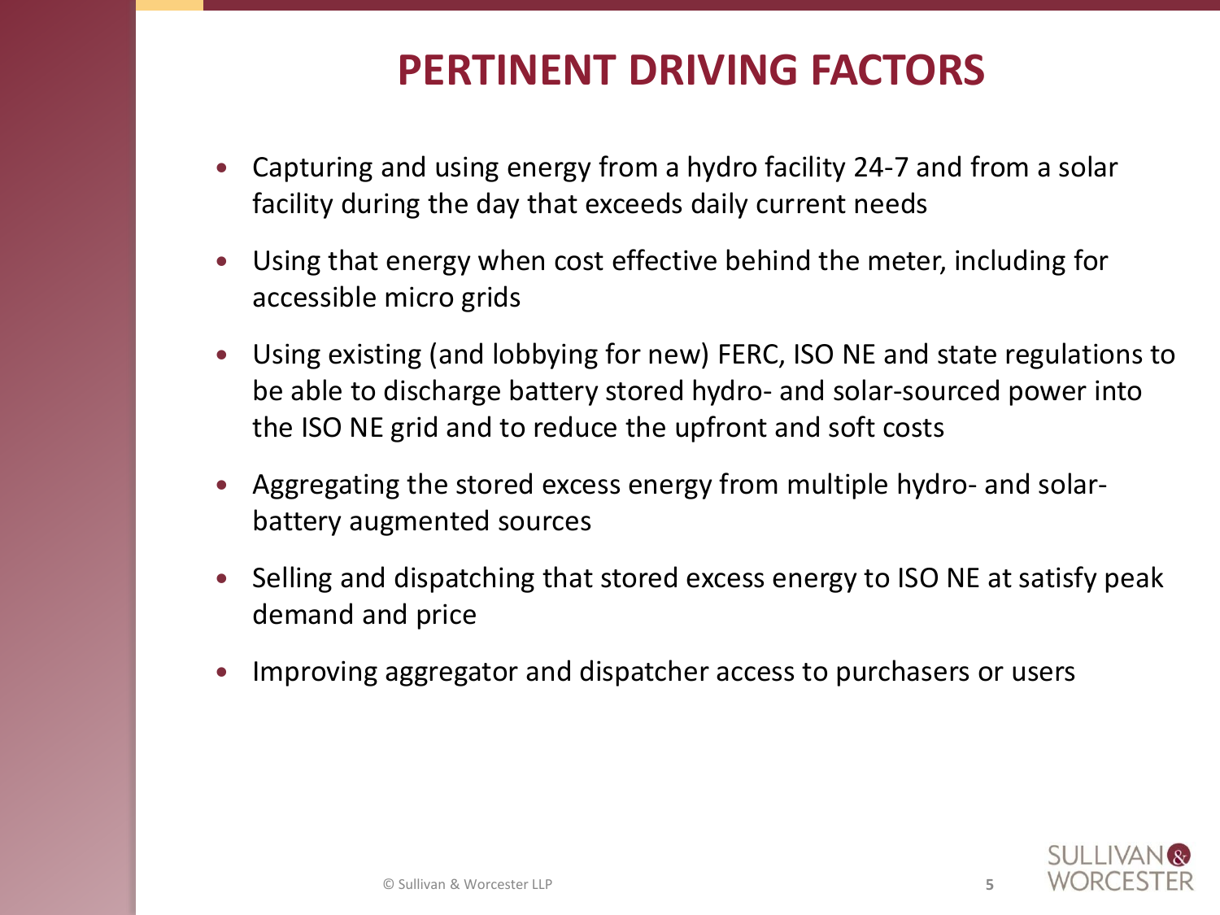# PERTINENT DRIVING FACTORS

- Capturing and using energy from a hydro facility 24-7 and from a solar facility during the day that exceeds daily current needs
- Using that energy when cost effective behind the meter, including for accessible micro grids
- Using existing (and lobbying for new) FERC, ISO NE and state regulations to be able to discharge battery stored hydro- and solar-sourced power into the ISO NE grid and to reduce the upfront and soft costs
- Aggregating the stored excess energy from multiple hydro- and solar-battery augmented sources
- Selling and dispatching that stored excess energy to ISO NE at satisfy peak demand and price
- Improving aggregator and dispatcher access to purchasers or users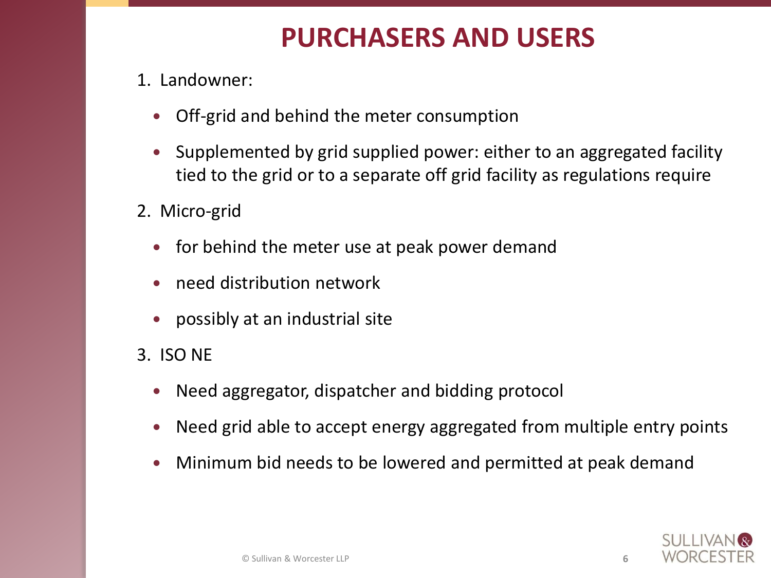# PURCHASERS AND USERS

1. Landowner:
   - Off-grid and behind the meter consumption
   - Supplemented by grid supplied power: either to an aggregated facility tied to the grid or to a separate off grid facility as regulations require
2. Micro-grid
   - for behind the meter use at peak power demand
   - need distribution network
   - possibly at an industrial site
3. ISO NE
   - Need aggregator, dispatcher and bidding protocol
   - Need grid able to accept energy aggregated from multiple entry points
   - Minimum bid needs to be lowered and permitted at peak demand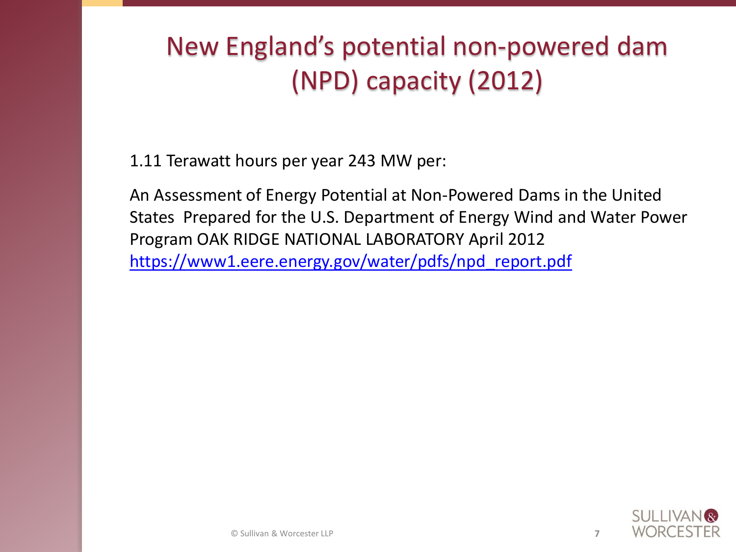# New England's potential non-powered dam (NPD) capacity (2012)

1.11 Terawatt hours per year 243 MW per:

An Assessment of Energy Potential at Non-Powered Dams in the United States Prepared for the U.S. Department of Energy Wind and Water Power Program OAK RIDGE NATIONAL LABORATORY April 2012 https://www1.eere.energy.gov/water/pdfs/npd_report.pdf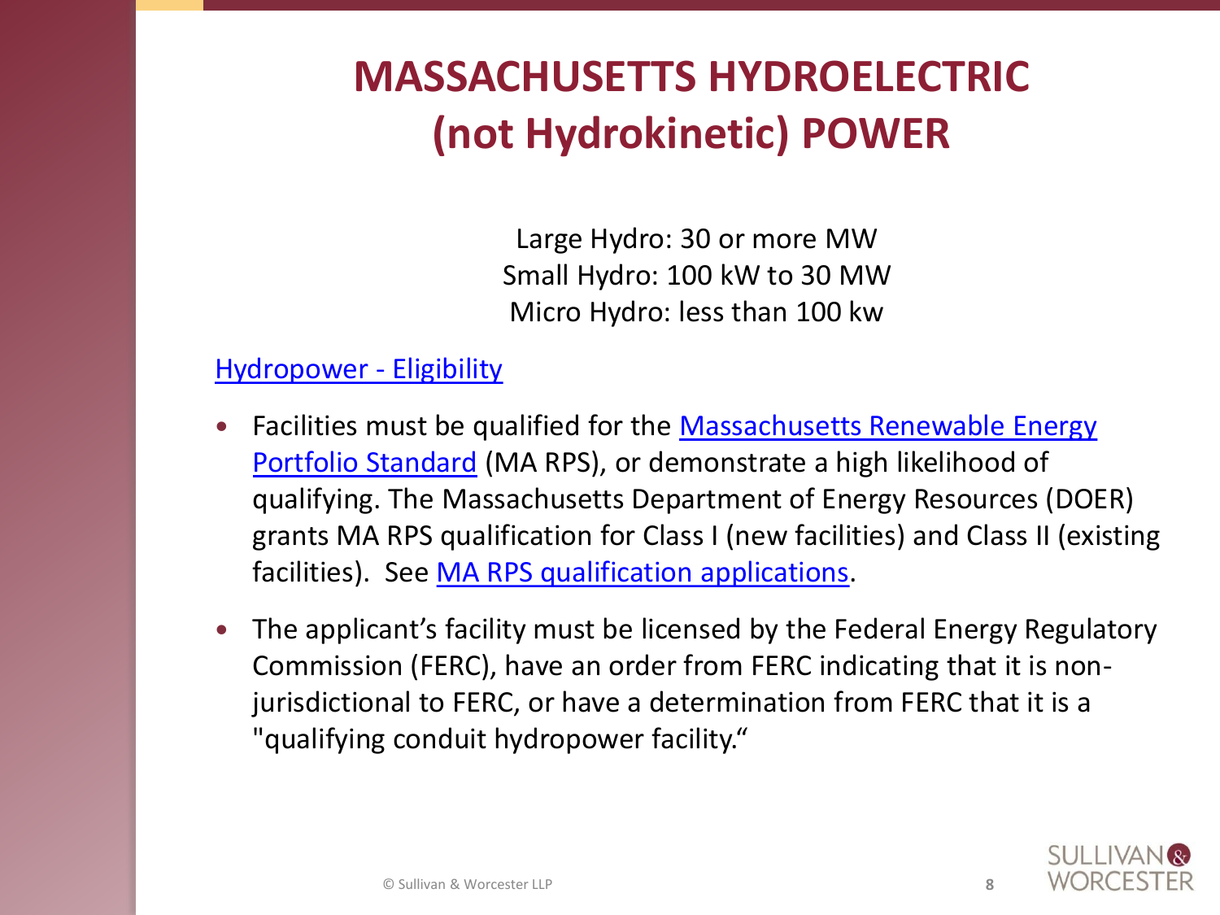# MASSACHUSETTS HYDROELECTRIC (not Hydrokinetic) POWER

Large Hydro: 30 or more MW
Small Hydro: 100 kW to 30 MW
Micro Hydro: less than 100 kw

Hydropower - Eligibility

- Facilities must be qualified for the Massachusetts Renewable Energy Portfolio Standard (MA RPS), or demonstrate a high likelihood of qualifying. The Massachusetts Department of Energy Resources (DOER) grants MA RPS qualification for Class I (new facilities) and Class II (existing facilities). See MA RPS qualification applications.
- The applicant's facility must be licensed by the Federal Energy Regulatory Commission (FERC), have an order from FERC indicating that it is non-jurisdictional to FERC, or have a determination from FERC that it is a "qualifying conduit hydropower facility."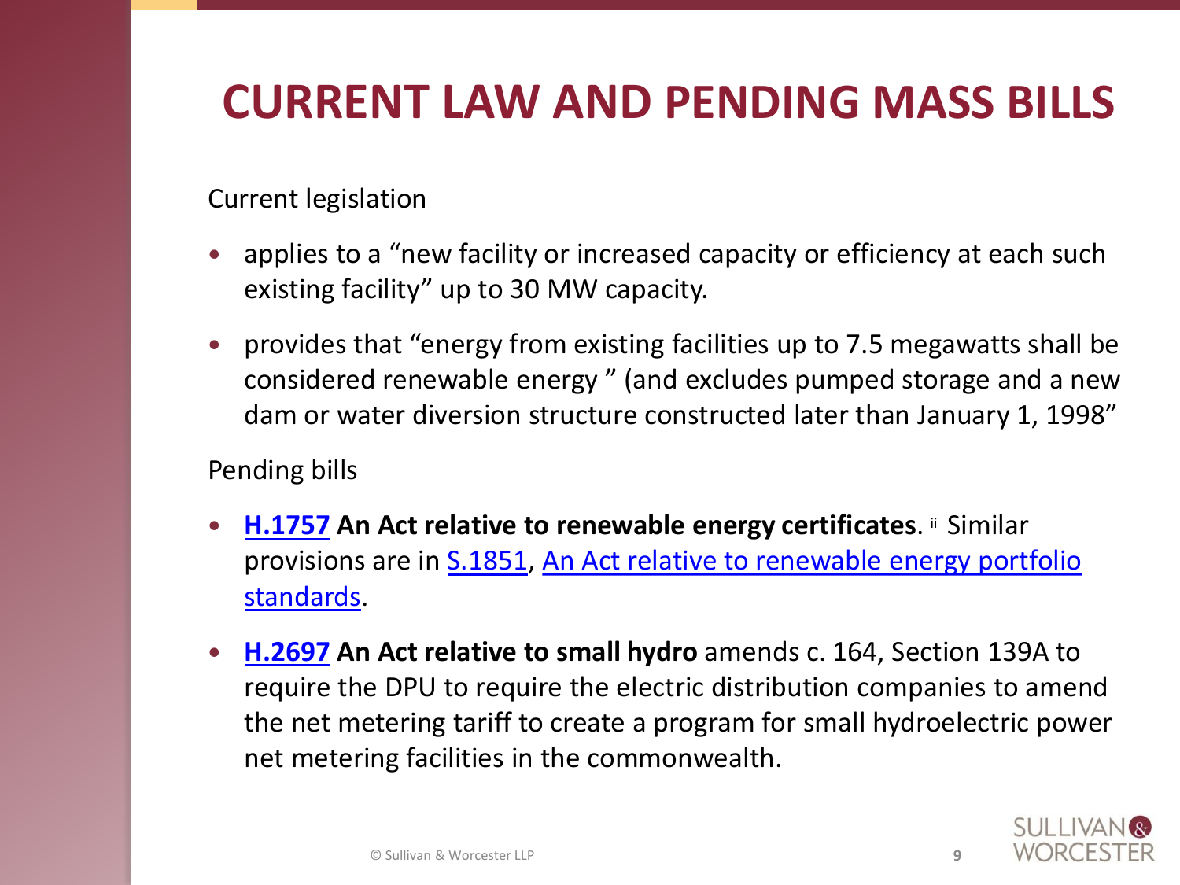# CURRENT LAW AND PENDING MASS BILLS

Current legislation

- applies to a “new facility or increased capacity or efficiency at each such existing facility” up to 30 MW capacity.
- provides that “energy from existing facilities up to 7.5 megawatts shall be considered renewable energy ” (and excludes pumped storage and a new dam or water diversion structure constructed later than January 1, 1998”

Pending bills

- **H.1757 An Act relative to renewable energy certificates**. [ii] Similar provisions are in S.1851, An Act relative to renewable energy portfolio standards.
- **H.2697 An Act relative to small hydro** amends c. 164, Section 139A to require the DPU to require the electric distribution companies to amend the net metering tariff to create a program for small hydroelectric power net metering facilities in the commonwealth.

© Sullivan & Worcester LLP